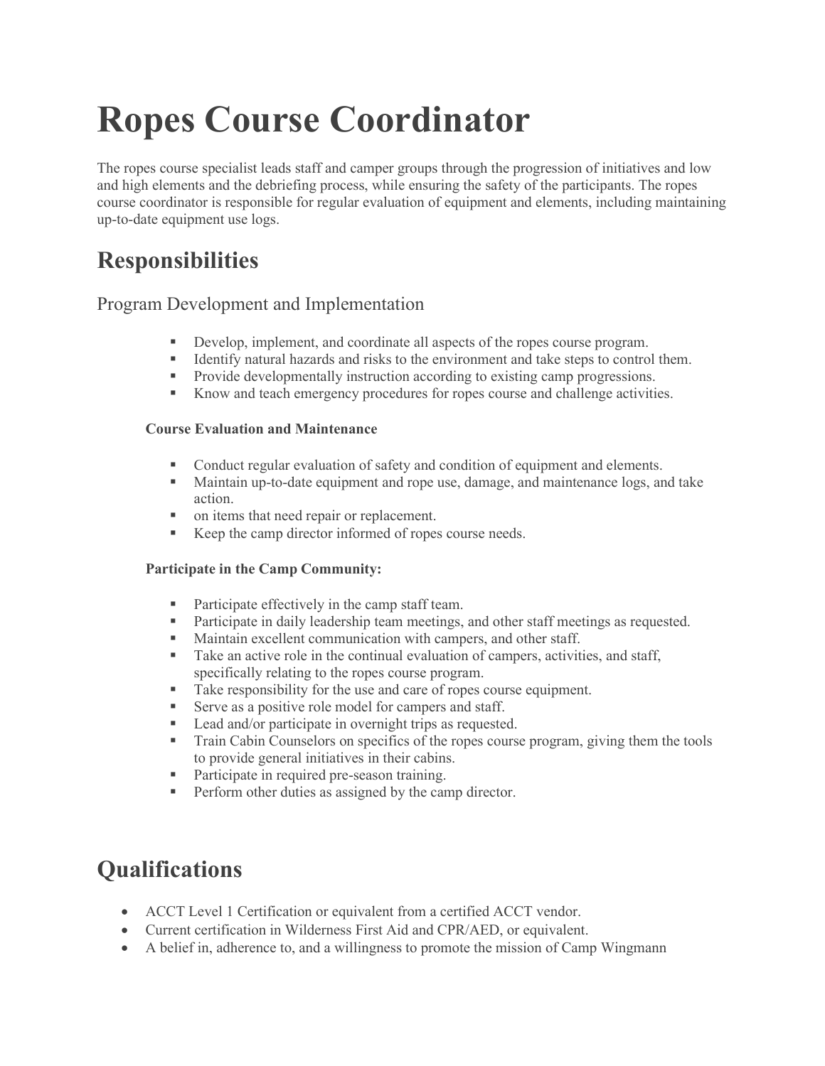# Ropes Course Coordinator

The ropes course specialist leads staff and camper groups through the progression of initiatives and low and high elements and the debriefing process, while ensuring the safety of the participants. The ropes course coordinator is responsible for regular evaluation of equipment and elements, including maintaining up-to-date equipment use logs.

## Responsibilities

### Program Development and Implementation

- Develop, implement, and coordinate all aspects of the ropes course program.
- Identify natural hazards and risks to the environment and take steps to control them.
- Provide developmentally instruction according to existing camp progressions.
- Know and teach emergency procedures for ropes course and challenge activities.

**Course Evaluation and Maintenance**

- Conduct regular evaluation of safety and condition of equipment and elements.
- Maintain up-to-date equipment and rope use, damage, and maintenance logs, and take action.
- on items that need repair or replacement.
- Keep the camp director informed of ropes course needs.

**Participate in the Camp Community:**

- Participate effectively in the camp staff team.
- Participate in daily leadership team meetings, and other staff meetings as requested.
- Maintain excellent communication with campers, and other staff.
- Take an active role in the continual evaluation of campers, activities, and staff, specifically relating to the ropes course program.
- Take responsibility for the use and care of ropes course equipment.
- Serve as a positive role model for campers and staff.
- Lead and/or participate in overnight trips as requested.
- Train Cabin Counselors on specifics of the ropes course program, giving them the tools to provide general initiatives in their cabins.
- Participate in required pre-season training.
- Perform other duties as assigned by the camp director.

## Qualifications

- ACCT Level 1 Certification or equivalent from a certified ACCT vendor.
- Current certification in Wilderness First Aid and CPR/AED, or equivalent.
- A belief in, adherence to, and a willingness to promote the mission of Camp Wingmann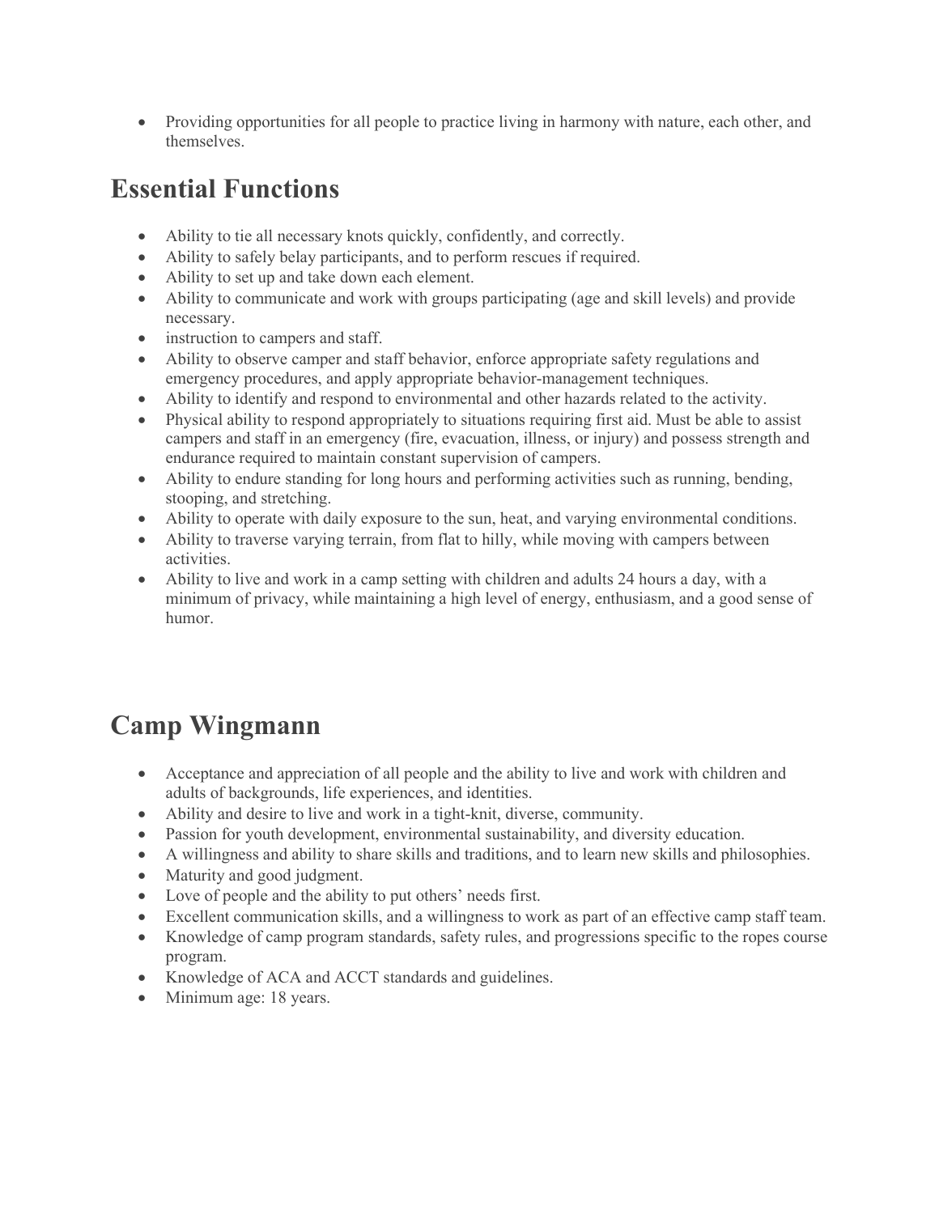- Providing opportunities for all people to practice living in harmony with nature, each other, and themselves.

## Essential Functions

- Ability to tie all necessary knots quickly, confidently, and correctly.
- Ability to safely belay participants, and to perform rescues if required.
- Ability to set up and take down each element.
- Ability to communicate and work with groups participating (age and skill levels) and provide necessary.
- instruction to campers and staff.
- Ability to observe camper and staff behavior, enforce appropriate safety regulations and emergency procedures, and apply appropriate behavior-management techniques.
- Ability to identify and respond to environmental and other hazards related to the activity.
- Physical ability to respond appropriately to situations requiring first aid. Must be able to assist campers and staff in an emergency (fire, evacuation, illness, or injury) and possess strength and endurance required to maintain constant supervision of campers.
- Ability to endure standing for long hours and performing activities such as running, bending, stooping, and stretching.
- Ability to operate with daily exposure to the sun, heat, and varying environmental conditions.
- Ability to traverse varying terrain, from flat to hilly, while moving with campers between activities.
- Ability to live and work in a camp setting with children and adults 24 hours a day, with a minimum of privacy, while maintaining a high level of energy, enthusiasm, and a good sense of humor.

## Camp Wingmann

- Acceptance and appreciation of all people and the ability to live and work with children and adults of backgrounds, life experiences, and identities.
- Ability and desire to live and work in a tight-knit, diverse, community.
- Passion for youth development, environmental sustainability, and diversity education.
- A willingness and ability to share skills and traditions, and to learn new skills and philosophies.
- Maturity and good judgment.
- Love of people and the ability to put others' needs first.
- Excellent communication skills, and a willingness to work as part of an effective camp staff team.
- Knowledge of camp program standards, safety rules, and progressions specific to the ropes course program.
- Knowledge of ACA and ACCT standards and guidelines.
- Minimum age: 18 years.